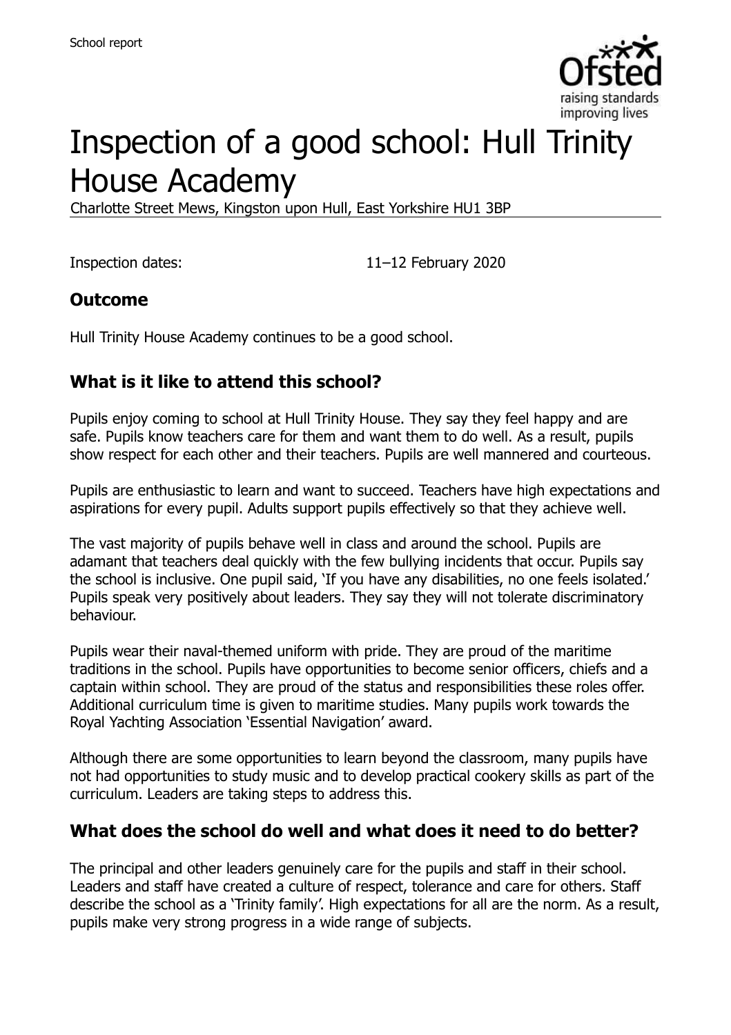# Inspection of a good school: Hull Trinity House Academy

Charlotte Street Mews, Kingston upon Hull, East Yorkshire HU1 3BP

Inspection dates: 11–12 February 2020

## Outcome

Hull Trinity House Academy continues to be a good school.

## What is it like to attend this school?

Pupils enjoy coming to school at Hull Trinity House. They say they feel happy and are safe. Pupils know teachers care for them and want them to do well. As a result, pupils show respect for each other and their teachers. Pupils are well mannered and courteous.

Pupils are enthusiastic to learn and want to succeed. Teachers have high expectations and aspirations for every pupil. Adults support pupils effectively so that they achieve well.

The vast majority of pupils behave well in class and around the school. Pupils are adamant that teachers deal quickly with the few bullying incidents that occur. Pupils say the school is inclusive. One pupil said, 'If you have any disabilities, no one feels isolated.' Pupils speak very positively about leaders. They say they will not tolerate discriminatory behaviour.

Pupils wear their naval-themed uniform with pride. They are proud of the maritime traditions in the school. Pupils have opportunities to become senior officers, chiefs and a captain within school. They are proud of the status and responsibilities these roles offer. Additional curriculum time is given to maritime studies. Many pupils work towards the Royal Yachting Association 'Essential Navigation' award.

Although there are some opportunities to learn beyond the classroom, many pupils have not had opportunities to study music and to develop practical cookery skills as part of the curriculum. Leaders are taking steps to address this.

## What does the school do well and what does it need to do better?

The principal and other leaders genuinely care for the pupils and staff in their school. Leaders and staff have created a culture of respect, tolerance and care for others. Staff describe the school as a 'Trinity family'. High expectations for all are the norm. As a result, pupils make very strong progress in a wide range of subjects.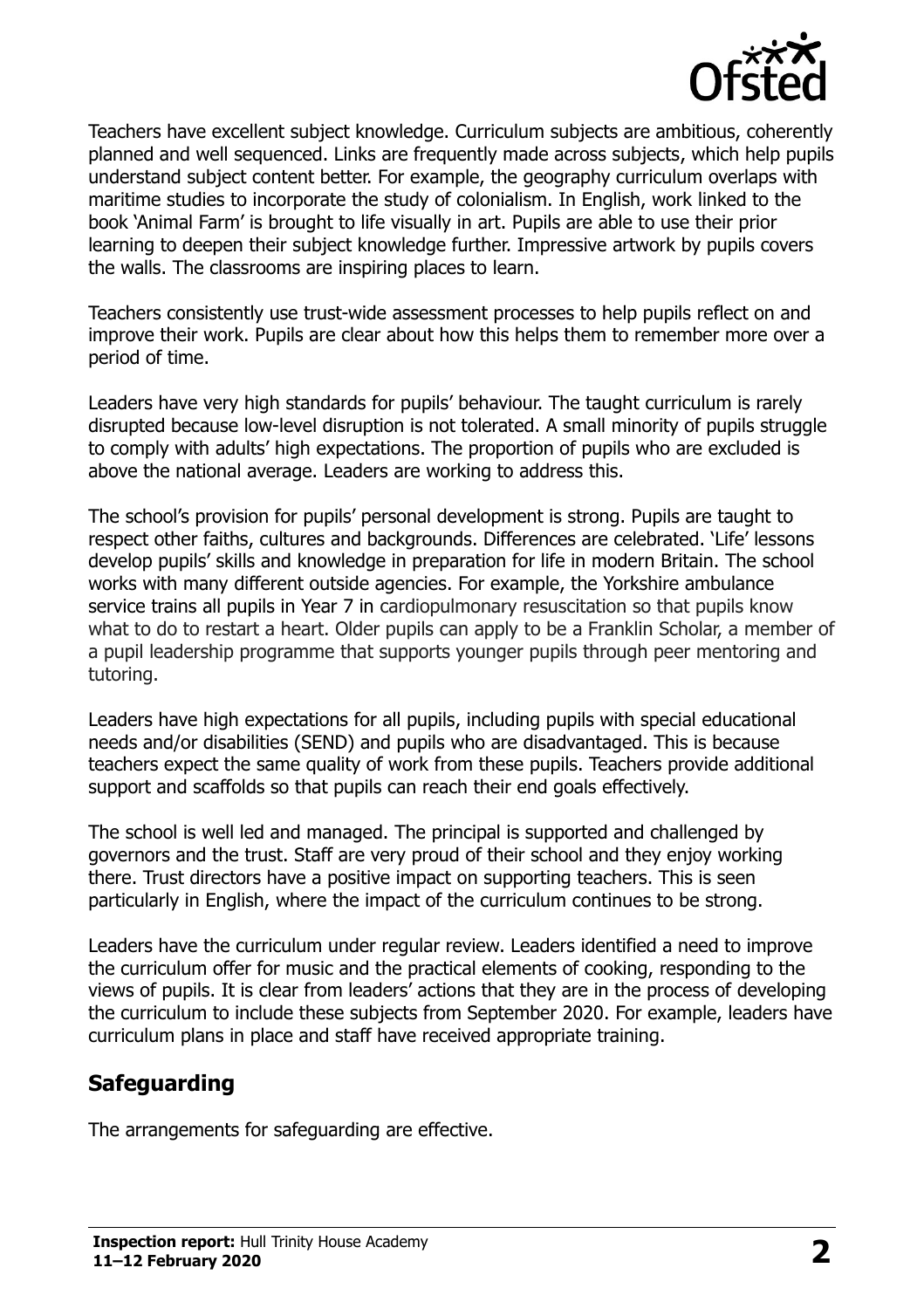Teachers have excellent subject knowledge. Curriculum subjects are ambitious, coherently planned and well sequenced. Links are frequently made across subjects, which help pupils understand subject content better. For example, the geography curriculum overlaps with maritime studies to incorporate the study of colonialism. In English, work linked to the book 'Animal Farm' is brought to life visually in art. Pupils are able to use their prior learning to deepen their subject knowledge further. Impressive artwork by pupils covers the walls. The classrooms are inspiring places to learn.

Teachers consistently use trust-wide assessment processes to help pupils reflect on and improve their work. Pupils are clear about how this helps them to remember more over a period of time.

Leaders have very high standards for pupils' behaviour. The taught curriculum is rarely disrupted because low-level disruption is not tolerated. A small minority of pupils struggle to comply with adults' high expectations. The proportion of pupils who are excluded is above the national average. Leaders are working to address this.

The school's provision for pupils' personal development is strong. Pupils are taught to respect other faiths, cultures and backgrounds. Differences are celebrated. 'Life' lessons develop pupils' skills and knowledge in preparation for life in modern Britain. The school works with many different outside agencies. For example, the Yorkshire ambulance service trains all pupils in Year 7 in cardiopulmonary resuscitation so that pupils know what to do to restart a heart. Older pupils can apply to be a Franklin Scholar, a member of a pupil leadership programme that supports younger pupils through peer mentoring and tutoring.

Leaders have high expectations for all pupils, including pupils with special educational needs and/or disabilities (SEND) and pupils who are disadvantaged. This is because teachers expect the same quality of work from these pupils. Teachers provide additional support and scaffolds so that pupils can reach their end goals effectively.

The school is well led and managed. The principal is supported and challenged by governors and the trust. Staff are very proud of their school and they enjoy working there. Trust directors have a positive impact on supporting teachers. This is seen particularly in English, where the impact of the curriculum continues to be strong.

Leaders have the curriculum under regular review. Leaders identified a need to improve the curriculum offer for music and the practical elements of cooking, responding to the views of pupils. It is clear from leaders' actions that they are in the process of developing the curriculum to include these subjects from September 2020. For example, leaders have curriculum plans in place and staff have received appropriate training.

## Safeguarding

The arrangements for safeguarding are effective.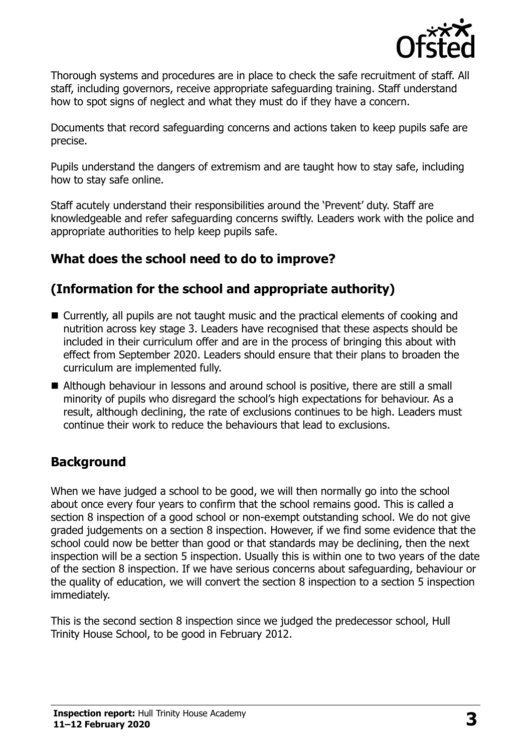Thorough systems and procedures are in place to check the safe recruitment of staff. All staff, including governors, receive appropriate safeguarding training. Staff understand how to spot signs of neglect and what they must do if they have a concern.

Documents that record safeguarding concerns and actions taken to keep pupils safe are precise.

Pupils understand the dangers of extremism and are taught how to stay safe, including how to stay safe online.

Staff acutely understand their responsibilities around the 'Prevent' duty. Staff are knowledgeable and refer safeguarding concerns swiftly. Leaders work with the police and appropriate authorities to help keep pupils safe.

## What does the school need to do to improve?

## (Information for the school and appropriate authority)

- Currently, all pupils are not taught music and the practical elements of cooking and nutrition across key stage 3. Leaders have recognised that these aspects should be included in their curriculum offer and are in the process of bringing this about with effect from September 2020. Leaders should ensure that their plans to broaden the curriculum are implemented fully.
- Although behaviour in lessons and around school is positive, there are still a small minority of pupils who disregard the school's high expectations for behaviour. As a result, although declining, the rate of exclusions continues to be high. Leaders must continue their work to reduce the behaviours that lead to exclusions.

## Background

When we have judged a school to be good, we will then normally go into the school about once every four years to confirm that the school remains good. This is called a section 8 inspection of a good school or non-exempt outstanding school. We do not give graded judgements on a section 8 inspection. However, if we find some evidence that the school could now be better than good or that standards may be declining, then the next inspection will be a section 5 inspection. Usually this is within one to two years of the date of the section 8 inspection. If we have serious concerns about safeguarding, behaviour or the quality of education, we will convert the section 8 inspection to a section 5 inspection immediately.

This is the second section 8 inspection since we judged the predecessor school, Hull Trinity House School, to be good in February 2012.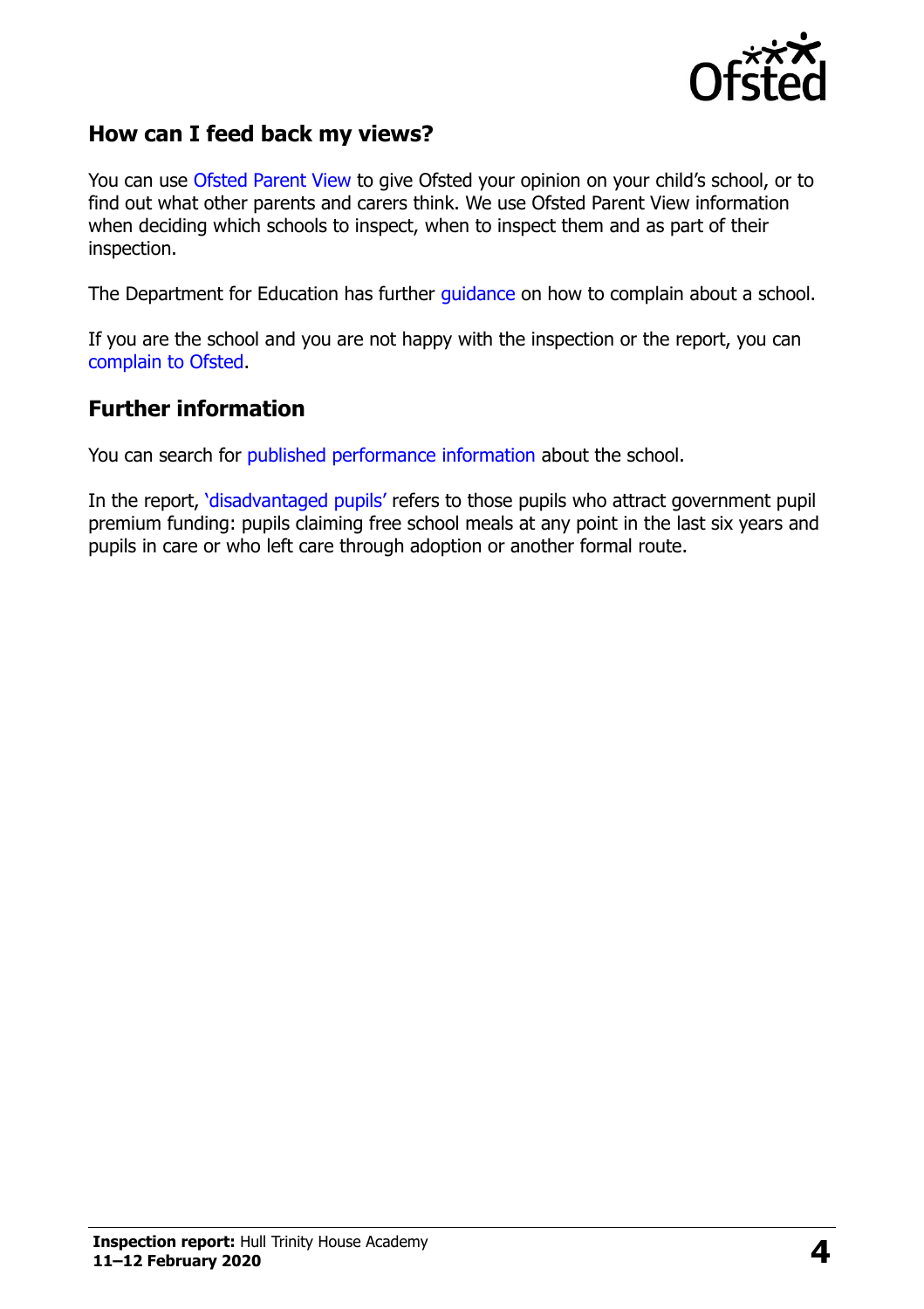## How can I feed back my views?

You can use Ofsted Parent View to give Ofsted your opinion on your child's school, or to find out what other parents and carers think. We use Ofsted Parent View information when deciding which schools to inspect, when to inspect them and as part of their inspection.

The Department for Education has further guidance on how to complain about a school.

If you are the school and you are not happy with the inspection or the report, you can complain to Ofsted.

## Further information

You can search for published performance information about the school.

In the report, 'disadvantaged pupils' refers to those pupils who attract government pupil premium funding: pupils claiming free school meals at any point in the last six years and pupils in care or who left care through adoption or another formal route.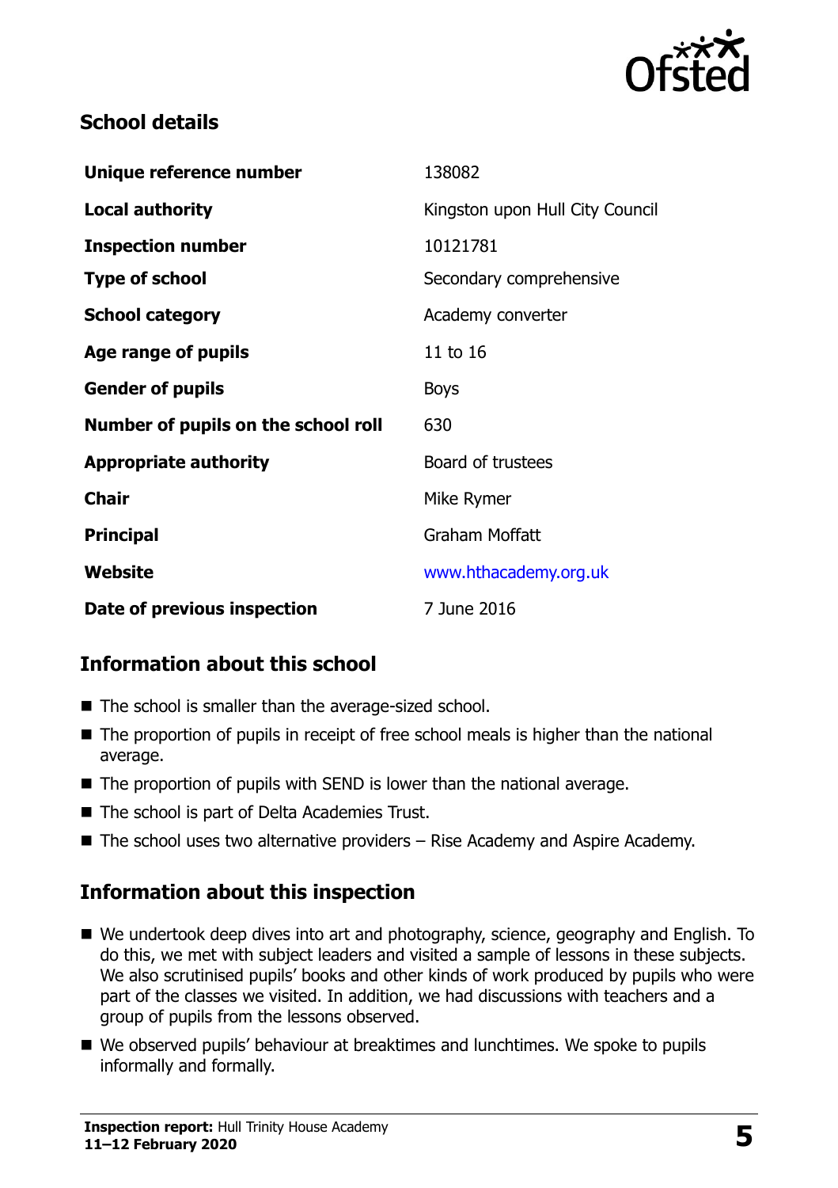## School details

| | |
|---|---|
| **Unique reference number** | 138082 |
| **Local authority** | Kingston upon Hull City Council |
| **Inspection number** | 10121781 |
| **Type of school** | Secondary comprehensive |
| **School category** | Academy converter |
| **Age range of pupils** | 11 to 16 |
| **Gender of pupils** | Boys |
| **Number of pupils on the school roll** | 630 |
| **Appropriate authority** | Board of trustees |
| **Chair** | Mike Rymer |
| **Principal** | Graham Moffatt |
| **Website** | www.hthacademy.org.uk |
| **Date of previous inspection** | 7 June 2016 |

## Information about this school

- The school is smaller than the average-sized school.
- The proportion of pupils in receipt of free school meals is higher than the national average.
- The proportion of pupils with SEND is lower than the national average.
- The school is part of Delta Academies Trust.
- The school uses two alternative providers – Rise Academy and Aspire Academy.

## Information about this inspection

- We undertook deep dives into art and photography, science, geography and English. To do this, we met with subject leaders and visited a sample of lessons in these subjects. We also scrutinised pupils' books and other kinds of work produced by pupils who were part of the classes we visited. In addition, we had discussions with teachers and a group of pupils from the lessons observed.
- We observed pupils' behaviour at breaktimes and lunchtimes. We spoke to pupils informally and formally.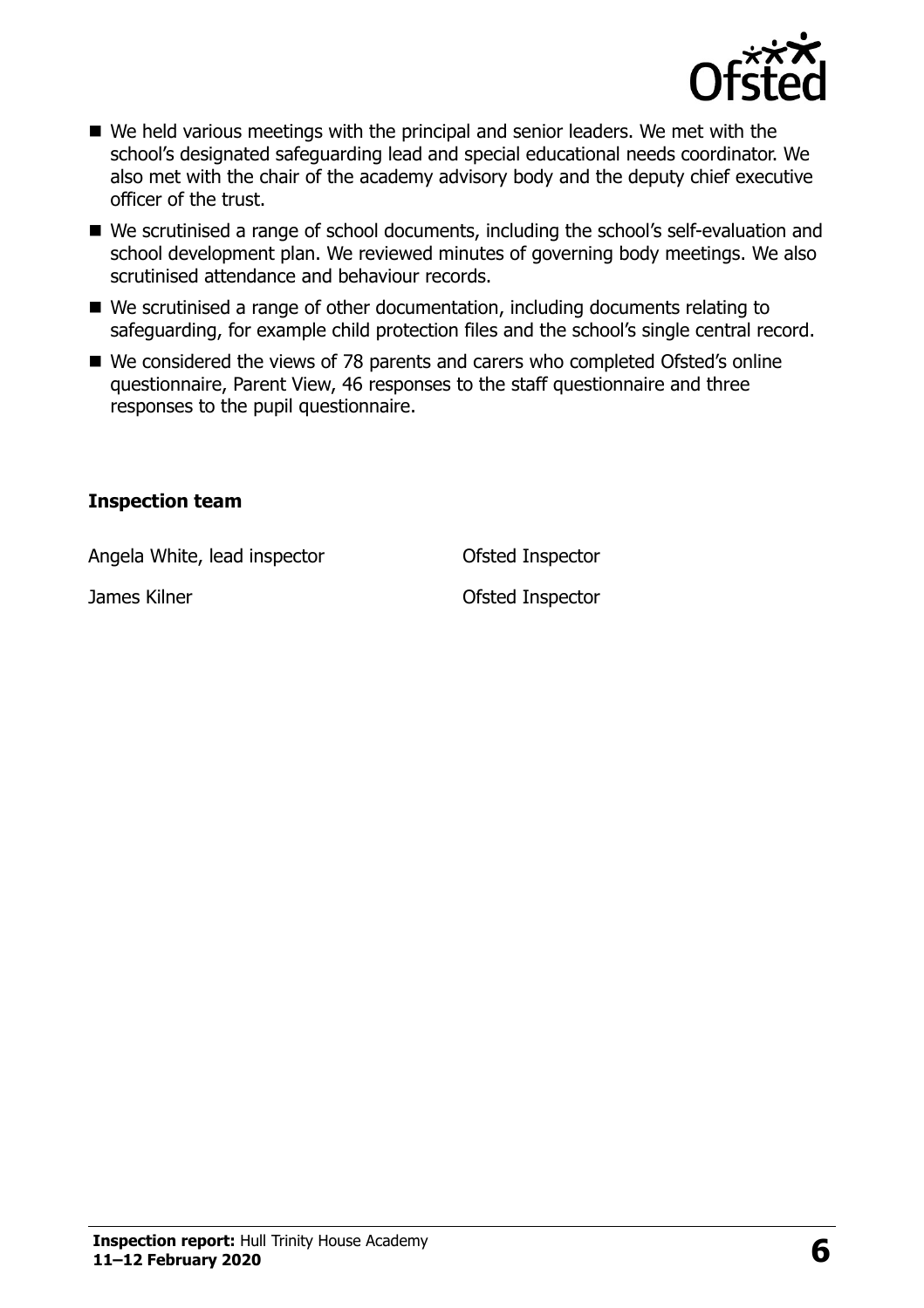- We held various meetings with the principal and senior leaders. We met with the school's designated safeguarding lead and special educational needs coordinator. We also met with the chair of the academy advisory body and the deputy chief executive officer of the trust.
- We scrutinised a range of school documents, including the school's self-evaluation and school development plan. We reviewed minutes of governing body meetings. We also scrutinised attendance and behaviour records.
- We scrutinised a range of other documentation, including documents relating to safeguarding, for example child protection files and the school's single central record.
- We considered the views of 78 parents and carers who completed Ofsted's online questionnaire, Parent View, 46 responses to the staff questionnaire and three responses to the pupil questionnaire.

### Inspection team

| | |
|---|---|
| Angela White, lead inspector | Ofsted Inspector |
| James Kilner | Ofsted Inspector |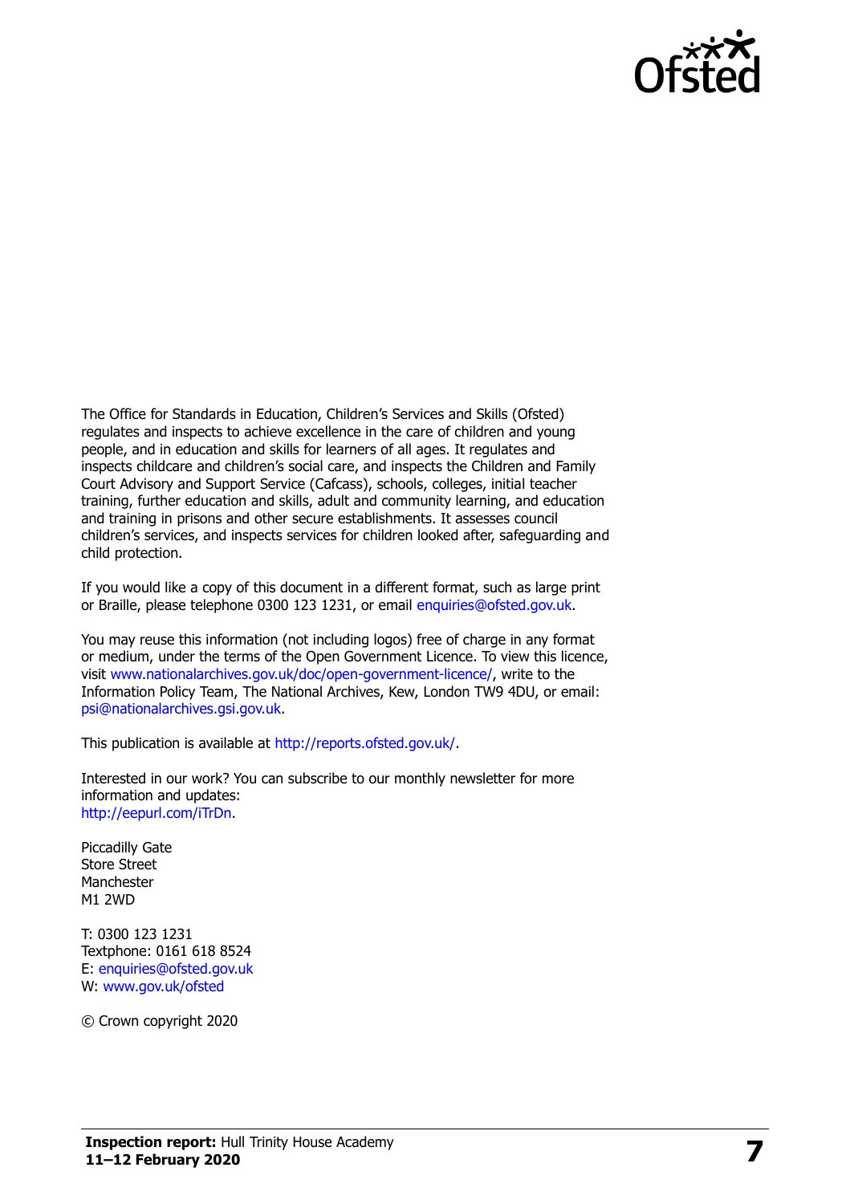The Office for Standards in Education, Children's Services and Skills (Ofsted) regulates and inspects to achieve excellence in the care of children and young people, and in education and skills for learners of all ages. It regulates and inspects childcare and children's social care, and inspects the Children and Family Court Advisory and Support Service (Cafcass), schools, colleges, initial teacher training, further education and skills, adult and community learning, and education and training in prisons and other secure establishments. It assesses council children's services, and inspects services for children looked after, safeguarding and child protection.

If you would like a copy of this document in a different format, such as large print or Braille, please telephone 0300 123 1231, or email enquiries@ofsted.gov.uk.

You may reuse this information (not including logos) free of charge in any format or medium, under the terms of the Open Government Licence. To view this licence, visit www.nationalarchives.gov.uk/doc/open-government-licence/, write to the Information Policy Team, The National Archives, Kew, London TW9 4DU, or email: psi@nationalarchives.gsi.gov.uk.

This publication is available at http://reports.ofsted.gov.uk/.

Interested in our work? You can subscribe to our monthly newsletter for more information and updates:
http://eepurl.com/iTrDn.

Piccadilly Gate
Store Street
Manchester
M1 2WD

T: 0300 123 1231
Textphone: 0161 618 8524
E: enquiries@ofsted.gov.uk
W: www.gov.uk/ofsted

© Crown copyright 2020